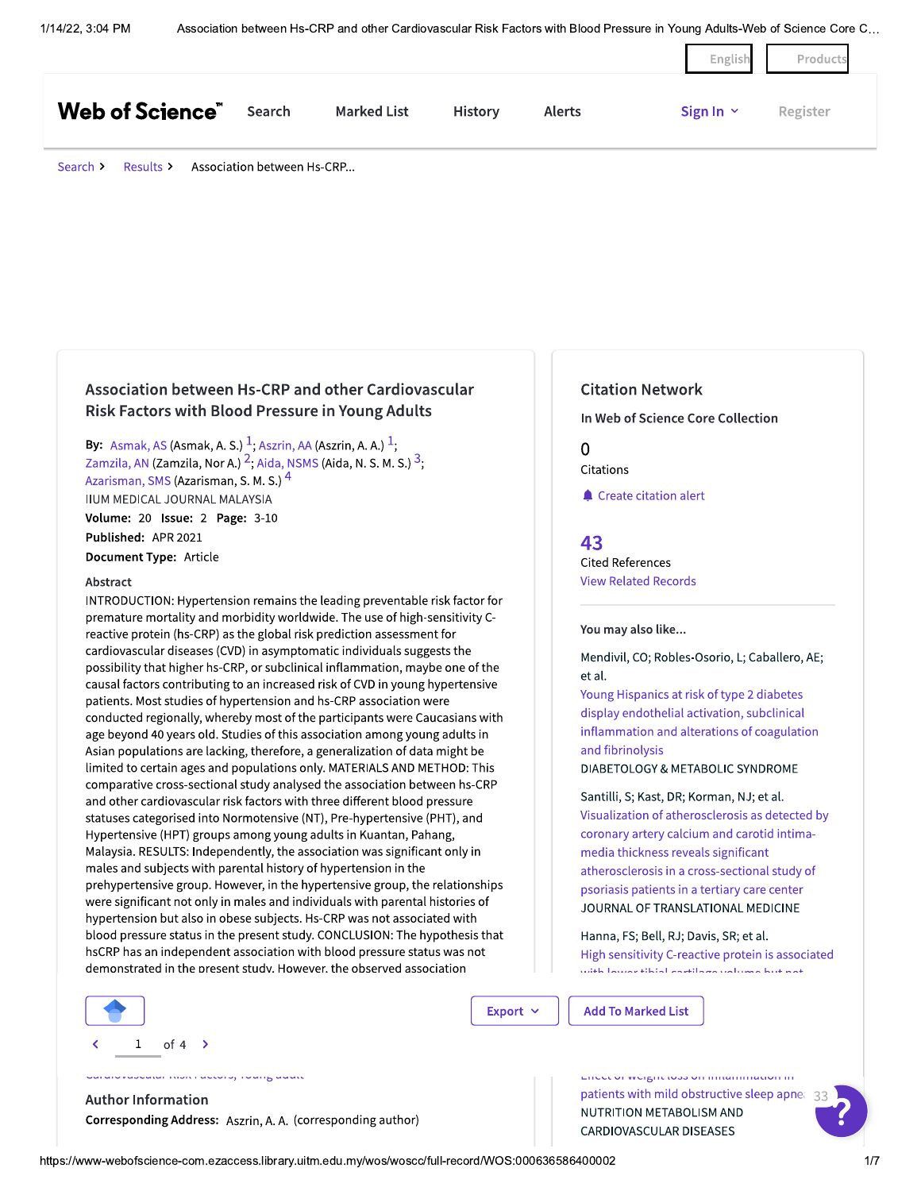# Association between Hs-CRP and other Cardiovascular Risk Factors with Blood Pressure in Young Adults

**By:** Asmak, AS (Asmak, A. S.) [1]; Aszrin, AA (Aszrin, A. A.) [1]; Zamzila, AN (Zamzila, Nor A.) [2]; Aida, NSMS (Aida, N. S. M. S.) [3]; Azarisman, SMS (Azarisman, S. M. S.) [4]

IIUM MEDICAL JOURNAL MALAYSIA

**Volume:** 20 **Issue:** 2 **Page:** 3-10

**Published:** APR 2021

**Document Type:** Article

## Abstract

INTRODUCTION: Hypertension remains the leading preventable risk factor for premature mortality and morbidity worldwide. The use of high-sensitivity C-reactive protein (hs-CRP) as the global risk prediction assessment for cardiovascular diseases (CVD) in asymptomatic individuals suggests the possibility that higher hs-CRP, or subclinical inflammation, maybe one of the causal factors contributing to an increased risk of CVD in young hypertensive patients. Most studies of hypertension and hs-CRP association were conducted regionally, whereby most of the participants were Caucasians with age beyond 40 years old. Studies of this association among young adults in Asian populations are lacking, therefore, a generalization of data might be limited to certain ages and populations only. MATERIALS AND METHOD: This comparative cross-sectional study analysed the association between hs-CRP and other cardiovascular risk factors with three different blood pressure statuses categorised into Normotensive (NT), Pre-hypertensive (PHT), and Hypertensive (HPT) groups among young adults in Kuantan, Pahang, Malaysia. RESULTS: Independently, the association was significant only in males and subjects with parental history of hypertension in the prehypertensive group. However, in the hypertensive group, the relationships were significant not only in males and individuals with parental histories of hypertension but also in obese subjects. Hs-CRP was not associated with blood pressure status in the present study. CONCLUSION: The hypothesis that hsCRP has an independent association with blood pressure status was not demonstrated in the present study. However, the observed association

## Citation Network

In Web of Science Core Collection

0 Citations

Create citation alert

43 Cited References

View Related Records

## You may also like...

Mendivil, CO; Robles-Osorio, L; Caballero, AE; et al.
Young Hispanics at risk of type 2 diabetes display endothelial activation, subclinical inflammation and alterations of coagulation and fibrinolysis
DIABETOLOGY & METABOLIC SYNDROME

Santilli, S; Kast, DR; Korman, NJ; et al.
Visualization of atherosclerosis as detected by coronary artery calcium and carotid intima-media thickness reveals significant atherosclerosis in a cross-sectional study of psoriasis patients in a tertiary care center
JOURNAL OF TRANSLATIONAL MEDICINE

Hanna, FS; Bell, RJ; Davis, SR; et al.
High sensitivity C-reactive protein is associated

...patients with mild obstructive sleep apnea
NUTRITION METABOLISM AND CARDIOVASCULAR DISEASES

## Author Information

**Corresponding Address:** Aszrin, A. A. (corresponding author)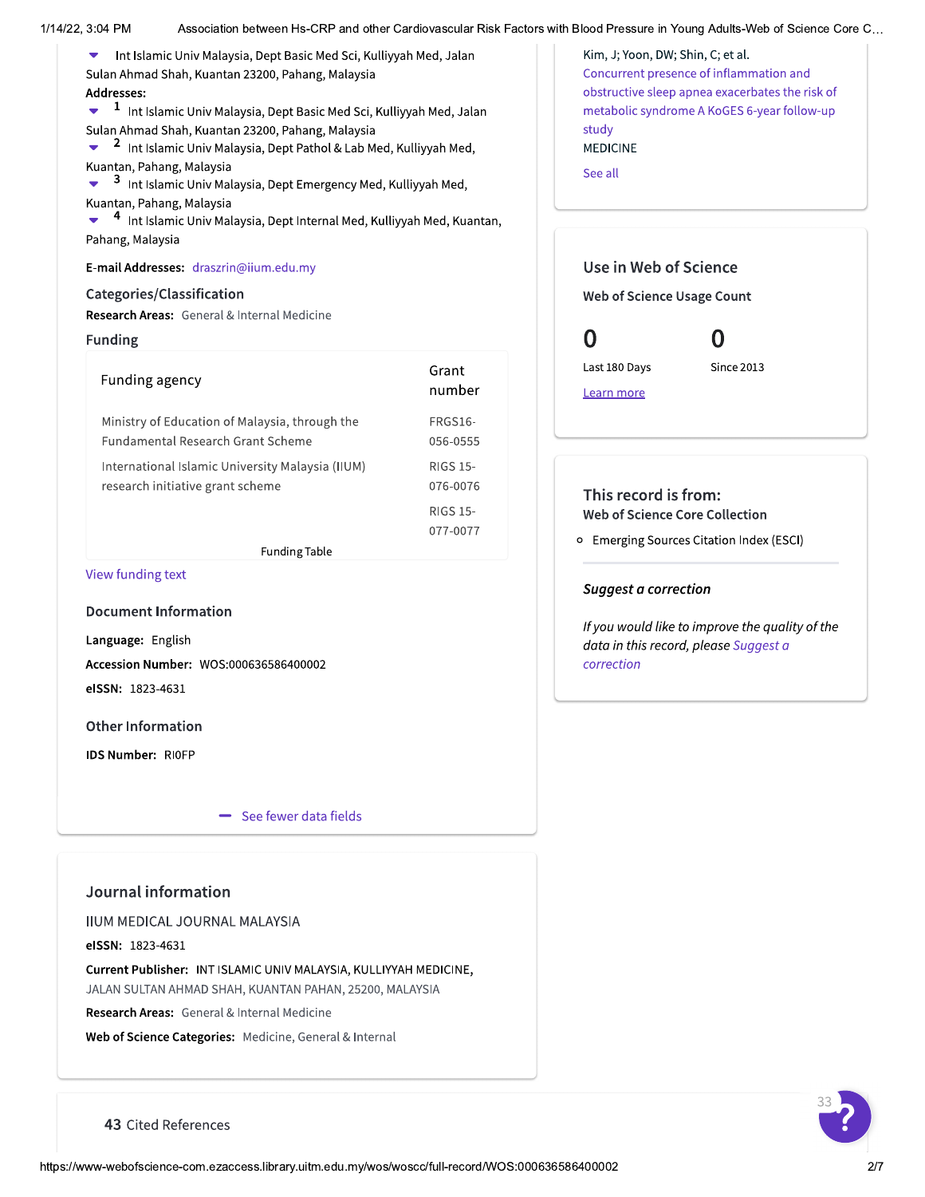Int Islamic Univ Malaysia, Dept Basic Med Sci, Kulliyyah Med, Jalan Sultan Ahmad Shah, Kuantan 23200, Pahang, Malaysia

**Addresses:**

- [1] Int Islamic Univ Malaysia, Dept Basic Med Sci, Kulliyyah Med, Jalan Sultan Ahmad Shah, Kuantan 23200, Pahang, Malaysia
- [2] Int Islamic Univ Malaysia, Dept Pathol & Lab Med, Kulliyyah Med, Kuantan, Pahang, Malaysia
- [3] Int Islamic Univ Malaysia, Dept Emergency Med, Kulliyyah Med, Kuantan, Pahang, Malaysia
- [4] Int Islamic Univ Malaysia, Dept Internal Med, Kulliyyah Med, Kuantan, Pahang, Malaysia

**E-mail Addresses:** draszrin@iium.edu.my

## Categories/Classification

**Research Areas:** General & Internal Medicine

## Funding

| Funding agency | Grant number |
|---|---|
| Ministry of Education of Malaysia, through the Fundamental Research Grant Scheme | FRGS16-056-0555 |
| International Islamic University Malaysia (IIUM) research initiative grant scheme | RIGS 15-076-0076 |
| | RIGS 15-077-0077 |

Funding Table

View funding text

## Document Information

**Language:** English

**Accession Number:** WOS:000636586400002

**eISSN:** 1823-4631

## Other Information

**IDS Number:** RI0FP

See fewer data fields

## Journal information

IIUM MEDICAL JOURNAL MALAYSIA

**eISSN:** 1823-4631

**Current Publisher:** INT ISLAMIC UNIV MALAYSIA, KULLIYYAH MEDICINE, JALAN SULTAN AHMAD SHAH, KUANTAN PAHAN, 25200, MALAYSIA

**Research Areas:** General & Internal Medicine

**Web of Science Categories:** Medicine, General & Internal

**43** Cited References

Kim, J; Yoon, DW; Shin, C; et al.

Concurrent presence of inflammation and obstructive sleep apnea exacerbates the risk of metabolic syndrome A KoGES 6-year follow-up study

MEDICINE

See all

## Use in Web of Science

**Web of Science Usage Count**

| 0 | 0 |
|---|---|
| Last 180 Days | Since 2013 |

Learn more

## This record is from:

**Web of Science Core Collection**

- Emerging Sources Citation Index (ESCI)

***Suggest a correction***

*If you would like to improve the quality of the data in this record, please Suggest a correction*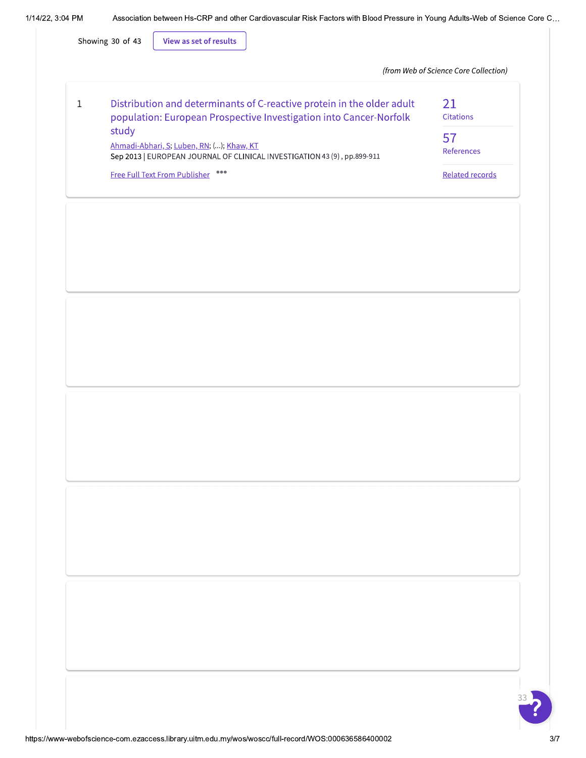Showing 30 of 43 View as set of results

*(from Web of Science Core Collection)*

1 Distribution and determinants of C-reactive protein in the older adult population: European Prospective Investigation into Cancer-Norfolk study

Ahmadi-Abhari, S; Luben, RN; (...); Khaw, KT

Sep 2013 | EUROPEAN JOURNAL OF CLINICAL INVESTIGATION 43 (9) , pp.899-911

Free Full Text From Publisher

21 Citations

57 References

Related records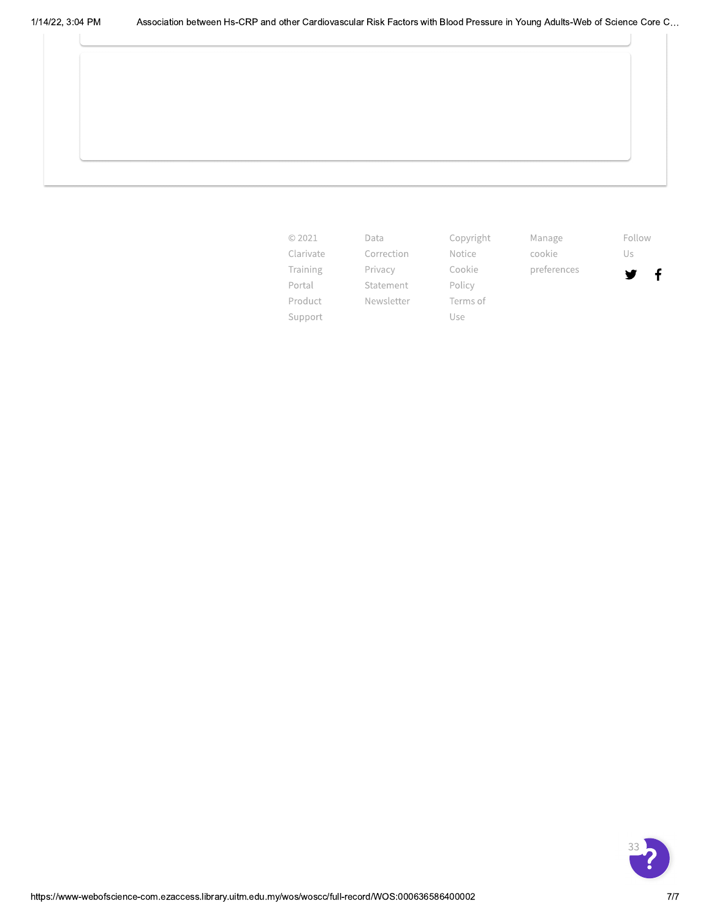© 2021 Clarivate

Training Portal

Product Support

Data Correction

Privacy Statement

Newsletter

Copyright Notice

Cookie Policy

Terms of Use

Manage cookie preferences

Follow Us